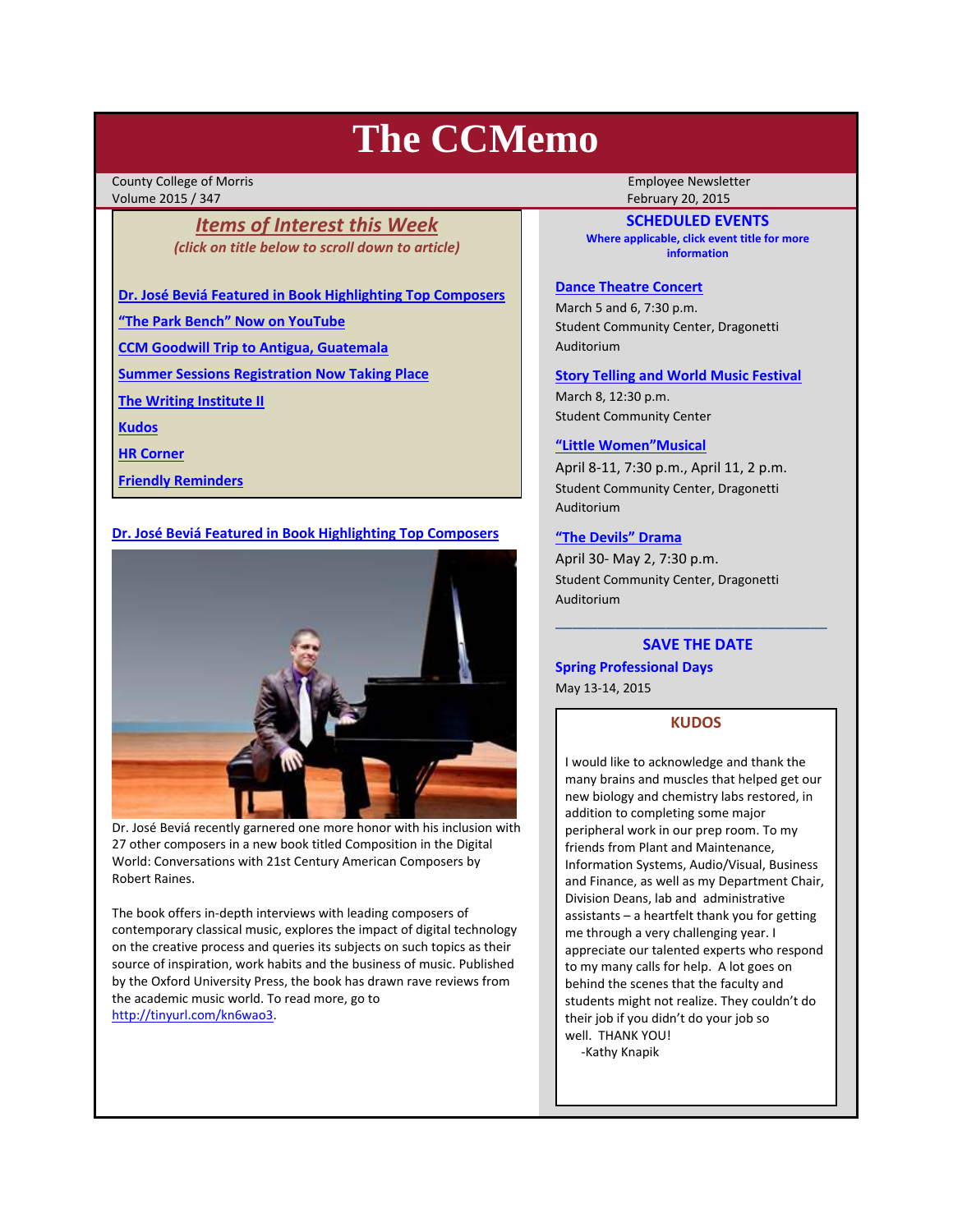# The CCMemo

County College of Morris
Volume 2015 / 347

Employee Newsletter
February 20, 2015

## Items of Interest this Week

*(click on title below to scroll down to article)*

- Dr. José Beviá Featured in Book Highlighting Top Composers
- "The Park Bench" Now on YouTube
- CCM Goodwill Trip to Antigua, Guatemala
- Summer Sessions Registration Now Taking Place
- The Writing Institute II
- Kudos
- HR Corner
- Friendly Reminders

## Dr. José Beviá Featured in Book Highlighting Top Composers

Dr. José Beviá recently garnered one more honor with his inclusion with 27 other composers in a new book titled Composition in the Digital World: Conversations with 21st Century American Composers by Robert Raines.

The book offers in-depth interviews with leading composers of contemporary classical music, explores the impact of digital technology on the creative process and queries its subjects on such topics as their source of inspiration, work habits and the business of music. Published by the Oxford University Press, the book has drawn rave reviews from the academic music world. To read more, go to http://tinyurl.com/kn6wao3.

## SCHEDULED EVENTS

**Where applicable, click event title for more information**

**Dance Theatre Concert**
March 5 and 6, 7:30 p.m.
Student Community Center, Dragonetti Auditorium

**Story Telling and World Music Festival**
March 8, 12:30 p.m.
Student Community Center

**"Little Women"Musical**
April 8-11, 7:30 p.m., April 11, 2 p.m.
Student Community Center, Dragonetti Auditorium

**"The Devils" Drama**
April 30- May 2, 7:30 p.m.
Student Community Center, Dragonetti Auditorium

## SAVE THE DATE

**Spring Professional Days**
May 13-14, 2015

## KUDOS

I would like to acknowledge and thank the many brains and muscles that helped get our new biology and chemistry labs restored, in addition to completing some major peripheral work in our prep room. To my friends from Plant and Maintenance, Information Systems, Audio/Visual, Business and Finance, as well as my Department Chair, Division Deans, lab and administrative assistants – a heartfelt thank you for getting me through a very challenging year. I appreciate our talented experts who respond to my many calls for help. A lot goes on behind the scenes that the faculty and students might not realize. They couldn't do their job if you didn't do your job so well. THANK YOU!

-Kathy Knapik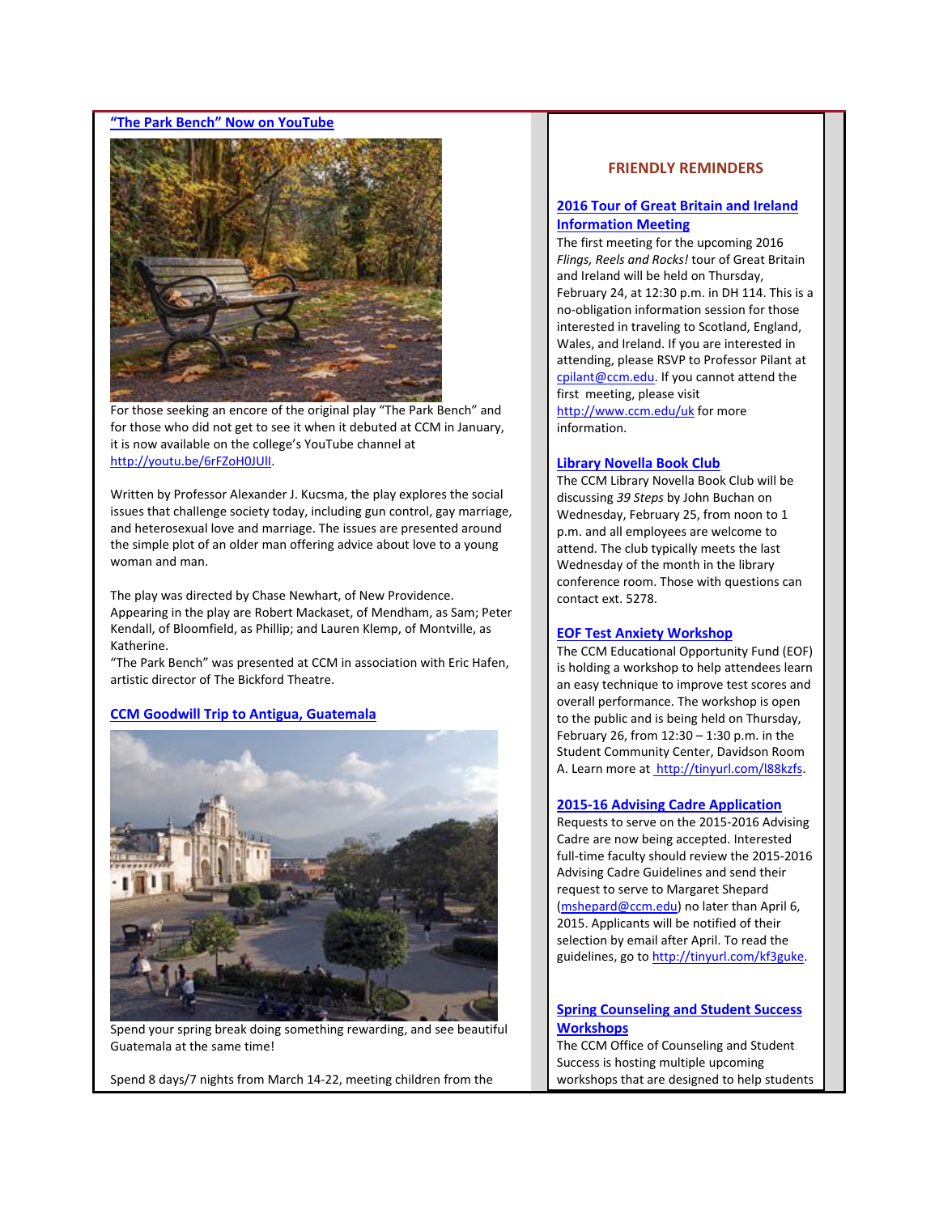## "The Park Bench" Now on YouTube

For those seeking an encore of the original play "The Park Bench" and for those who did not get to see it when it debuted at CCM in January, it is now available on the college's YouTube channel at http://youtu.be/6rFZoH0JUlI.

Written by Professor Alexander J. Kucsma, the play explores the social issues that challenge society today, including gun control, gay marriage, and heterosexual love and marriage. The issues are presented around the simple plot of an older man offering advice about love to a young woman and man.

The play was directed by Chase Newhart, of New Providence. Appearing in the play are Robert Mackaset, of Mendham, as Sam; Peter Kendall, of Bloomfield, as Phillip; and Lauren Klemp, of Montville, as Katherine.

"The Park Bench" was presented at CCM in association with Eric Hafen, artistic director of The Bickford Theatre.

## CCM Goodwill Trip to Antigua, Guatemala

Spend your spring break doing something rewarding, and see beautiful Guatemala at the same time!

Spend 8 days/7 nights from March 14-22, meeting children from the

## FRIENDLY REMINDERS

### 2016 Tour of Great Britain and Ireland Information Meeting

The first meeting for the upcoming 2016 *Flings, Reels and Rocks!* tour of Great Britain and Ireland will be held on Thursday, February 24, at 12:30 p.m. in DH 114. This is a no-obligation information session for those interested in traveling to Scotland, England, Wales, and Ireland. If you are interested in attending, please RSVP to Professor Pilant at cpilant@ccm.edu. If you cannot attend the first meeting, please visit http://www.ccm.edu/uk for more information.

### Library Novella Book Club

The CCM Library Novella Book Club will be discussing *39 Steps* by John Buchan on Wednesday, February 25, from noon to 1 p.m. and all employees are welcome to attend. The club typically meets the last Wednesday of the month in the library conference room. Those with questions can contact ext. 5278.

### EOF Test Anxiety Workshop

The CCM Educational Opportunity Fund (EOF) is holding a workshop to help attendees learn an easy technique to improve test scores and overall performance. The workshop is open to the public and is being held on Thursday, February 26, from 12:30 – 1:30 p.m. in the Student Community Center, Davidson Room A. Learn more at http://tinyurl.com/l88kzfs.

### 2015-16 Advising Cadre Application

Requests to serve on the 2015-2016 Advising Cadre are now being accepted. Interested full-time faculty should review the 2015-2016 Advising Cadre Guidelines and send their request to serve to Margaret Shepard (mshepard@ccm.edu) no later than April 6, 2015. Applicants will be notified of their selection by email after April. To read the guidelines, go to http://tinyurl.com/kf3guke.

### Spring Counseling and Student Success Workshops

The CCM Office of Counseling and Student Success is hosting multiple upcoming workshops that are designed to help students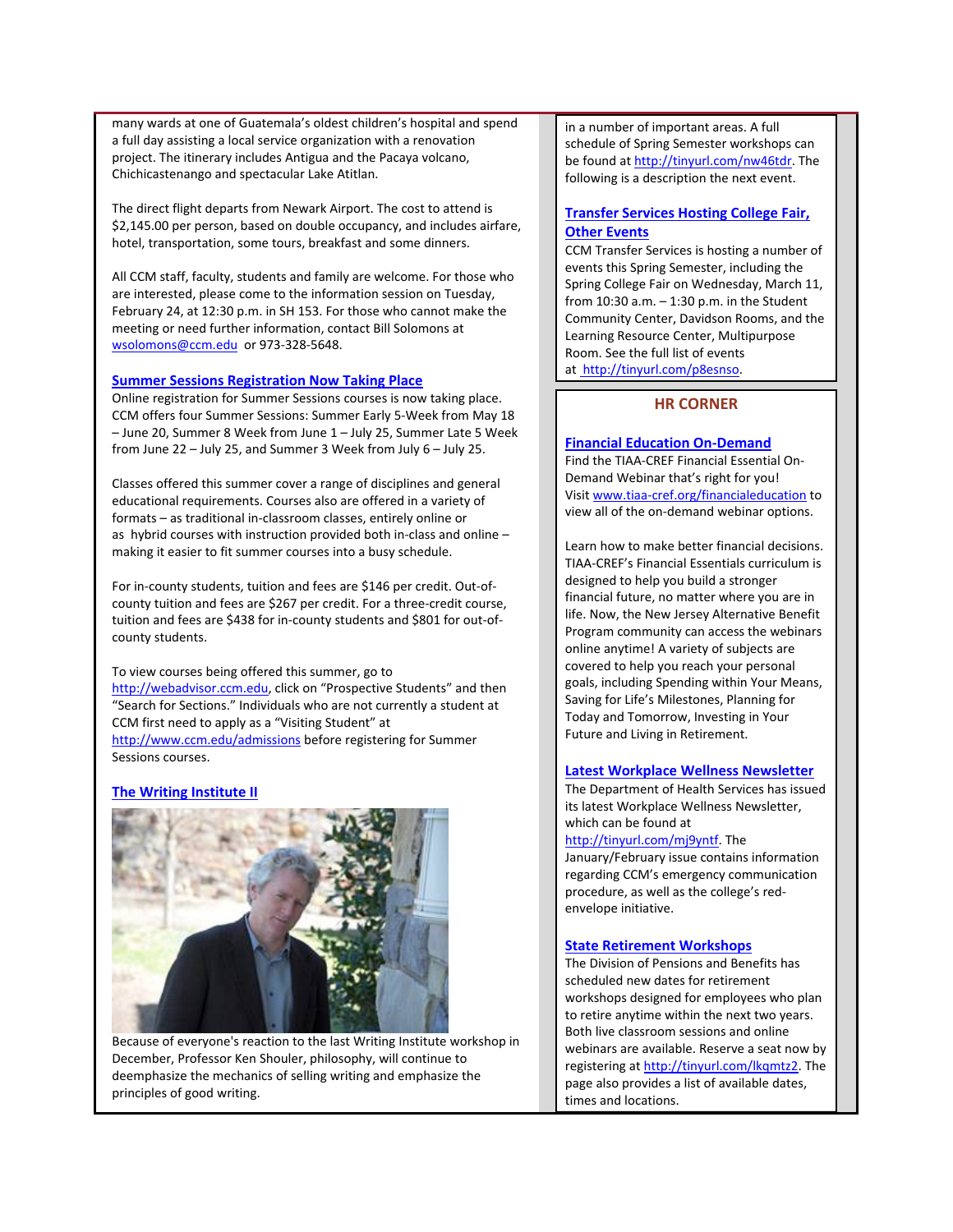many wards at one of Guatemala's oldest children's hospital and spend a full day assisting a local service organization with a renovation project. The itinerary includes Antigua and the Pacaya volcano, Chichicastenango and spectacular Lake Atitlan.

The direct flight departs from Newark Airport. The cost to attend is $2,145.00 per person, based on double occupancy, and includes airfare, hotel, transportation, some tours, breakfast and some dinners.

All CCM staff, faculty, students and family are welcome. For those who are interested, please come to the information session on Tuesday, February 24, at 12:30 p.m. in SH 153. For those who cannot make the meeting or need further information, contact Bill Solomons at wsolomons@ccm.edu or 973-328-5648.

### Summer Sessions Registration Now Taking Place

Online registration for Summer Sessions courses is now taking place. CCM offers four Summer Sessions: Summer Early 5-Week from May 18 – June 20, Summer 8 Week from June 1 – July 25, Summer Late 5 Week from June 22 – July 25, and Summer 3 Week from July 6 – July 25.

Classes offered this summer cover a range of disciplines and general educational requirements. Courses also are offered in a variety of formats – as traditional in-classroom classes, entirely online or as hybrid courses with instruction provided both in-class and online – making it easier to fit summer courses into a busy schedule.

For in-county students, tuition and fees are $146 per credit. Out-of-county tuition and fees are $267 per credit. For a three-credit course, tuition and fees are $438 for in-county students and $801 for out-of-county students.

To view courses being offered this summer, go to http://webadvisor.ccm.edu, click on "Prospective Students" and then "Search for Sections." Individuals who are not currently a student at CCM first need to apply as a "Visiting Student" at http://www.ccm.edu/admissions before registering for Summer Sessions courses.

### The Writing Institute II

Because of everyone's reaction to the last Writing Institute workshop in December, Professor Ken Shouler, philosophy, will continue to deemphasize the mechanics of selling writing and emphasize the principles of good writing.

in a number of important areas. A full schedule of Spring Semester workshops can be found at http://tinyurl.com/nw46tdr. The following is a description the next event.

### Transfer Services Hosting College Fair, Other Events

CCM Transfer Services is hosting a number of events this Spring Semester, including the Spring College Fair on Wednesday, March 11, from 10:30 a.m. – 1:30 p.m. in the Student Community Center, Davidson Rooms, and the Learning Resource Center, Multipurpose Room. See the full list of events at http://tinyurl.com/p8esnso.

## HR CORNER

### Financial Education On-Demand

Find the TIAA-CREF Financial Essential On-Demand Webinar that's right for you! Visit www.tiaa-cref.org/financialeducation to view all of the on-demand webinar options.

Learn how to make better financial decisions. TIAA-CREF's Financial Essentials curriculum is designed to help you build a stronger financial future, no matter where you are in life. Now, the New Jersey Alternative Benefit Program community can access the webinars online anytime! A variety of subjects are covered to help you reach your personal goals, including Spending within Your Means, Saving for Life's Milestones, Planning for Today and Tomorrow, Investing in Your Future and Living in Retirement.

### Latest Workplace Wellness Newsletter

The Department of Health Services has issued its latest Workplace Wellness Newsletter, which can be found at http://tinyurl.com/mj9yntf. The January/February issue contains information regarding CCM's emergency communication procedure, as well as the college's red-envelope initiative.

### State Retirement Workshops

The Division of Pensions and Benefits has scheduled new dates for retirement workshops designed for employees who plan to retire anytime within the next two years. Both live classroom sessions and online webinars are available. Reserve a seat now by registering at http://tinyurl.com/lkqmtz2. The page also provides a list of available dates, times and locations.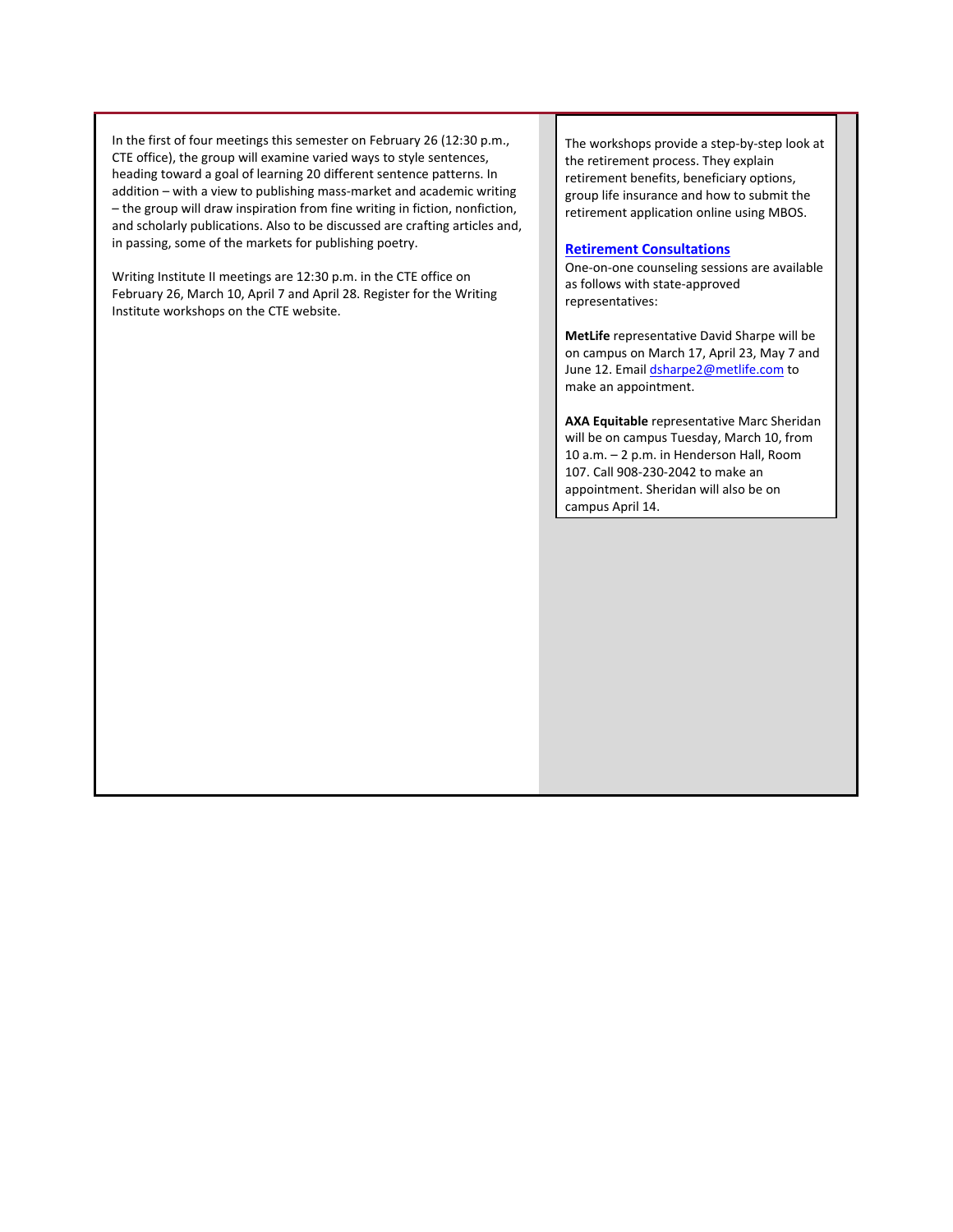In the first of four meetings this semester on February 26 (12:30 p.m., CTE office), the group will examine varied ways to style sentences, heading toward a goal of learning 20 different sentence patterns. In addition – with a view to publishing mass-market and academic writing – the group will draw inspiration from fine writing in fiction, nonfiction, and scholarly publications. Also to be discussed are crafting articles and, in passing, some of the markets for publishing poetry.

Writing Institute II meetings are 12:30 p.m. in the CTE office on February 26, March 10, April 7 and April 28. Register for the Writing Institute workshops on the CTE website.

The workshops provide a step-by-step look at the retirement process. They explain retirement benefits, beneficiary options, group life insurance and how to submit the retirement application online using MBOS.

### Retirement Consultations

One-on-one counseling sessions are available as follows with state-approved representatives:

**MetLife** representative David Sharpe will be on campus on March 17, April 23, May 7 and June 12. Email dsharpe2@metlife.com to make an appointment.

**AXA Equitable** representative Marc Sheridan will be on campus Tuesday, March 10, from 10 a.m. – 2 p.m. in Henderson Hall, Room 107. Call 908-230-2042 to make an appointment. Sheridan will also be on campus April 14.